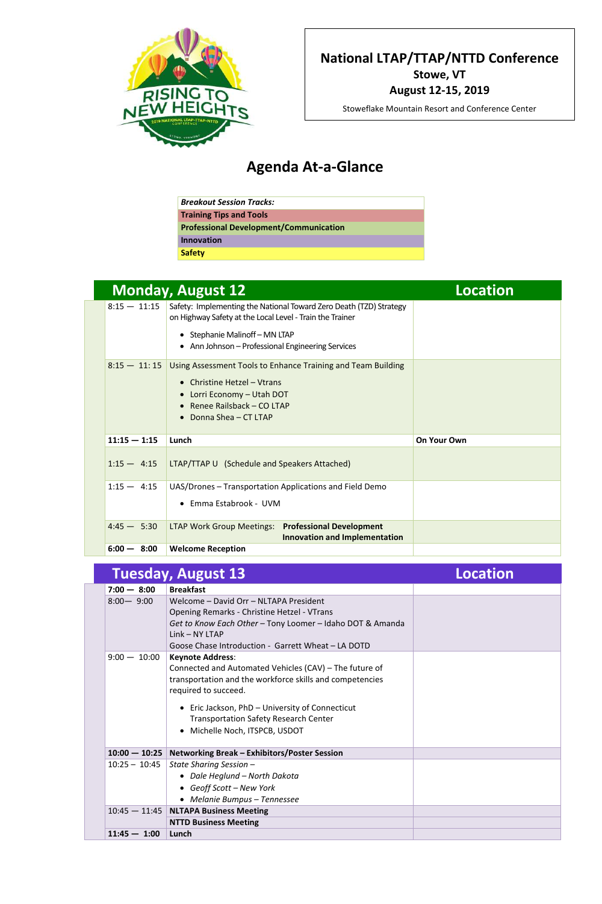# National LTAP/TTAP/NTTD Conference

**Stowe, VT**

**August 12-15, 2019**

Stoweflake Mountain Resort and Conference Center

## Agenda At-a-Glance

| ***Breakout Session Tracks:*** |
|---|
| **Training Tips and Tools** |
| **Professional Development/Communication** |
| **Innovation** |
| **Safety** |

## Monday, August 12

| Time | Session | Location |
|---|---|---|
| 8:15 — 11:15 | Safety: Implementing the National Toward Zero Death (TZD) Strategy on Highway Safety at the Local Level - Train the Trainer<br>• Stephanie Malinoff – MN LTAP<br>• Ann Johnson – Professional Engineering Services | |
| 8:15 — 11: 15 | Using Assessment Tools to Enhance Training and Team Building<br>• Christine Hetzel – Vtrans<br>• Lorri Economy – Utah DOT<br>• Renee Railsback – CO LTAP<br>• Donna Shea – CT LTAP | |
| **11:15 — 1:15** | **Lunch** | **On Your Own** |
| 1:15 — 4:15 | LTAP/TTAP U (Schedule and Speakers Attached) | |
| 1:15 — 4:15 | UAS/Drones – Transportation Applications and Field Demo<br>• Emma Estabrook - UVM | |
| 4:45 — 5:30 | LTAP Work Group Meetings: **Professional Development**<br>**Innovation and Implementation** | |
| **6:00 — 8:00** | **Welcome Reception** | |

## Tuesday, August 13

| Time | Session | Location |
|---|---|---|
| **7:00 — 8:00** | **Breakfast** | |
| 8:00— 9:00 | Welcome – David Orr – NLTAPA President<br>Opening Remarks - Christine Hetzel - VTrans<br>*Get to Know Each Other* – Tony Loomer – Idaho DOT & Amanda Link – NY LTAP<br>Goose Chase Introduction - Garrett Wheat – LA DOTD | |
| 9:00 — 10:00 | **Keynote Address**:<br>Connected and Automated Vehicles (CAV) – The future of transportation and the workforce skills and competencies required to succeed.<br>• Eric Jackson, PhD – University of Connecticut Transportation Safety Research Center<br>• Michelle Noch, ITSPCB, USDOT | |
| **10:00 — 10:25** | **Networking Break – Exhibitors/Poster Session** | |
| 10:25 – 10:45 | *State Sharing Session –*<br>• *Dale Heglund – North Dakota*<br>• *Geoff Scott – New York*<br>• *Melanie Bumpus – Tennessee* | |
| 10:45 — 11:45 | **NLTAPA Business Meeting** | |
| | **NTTD Business Meeting** | |
| **11:45 — 1:00** | **Lunch** | |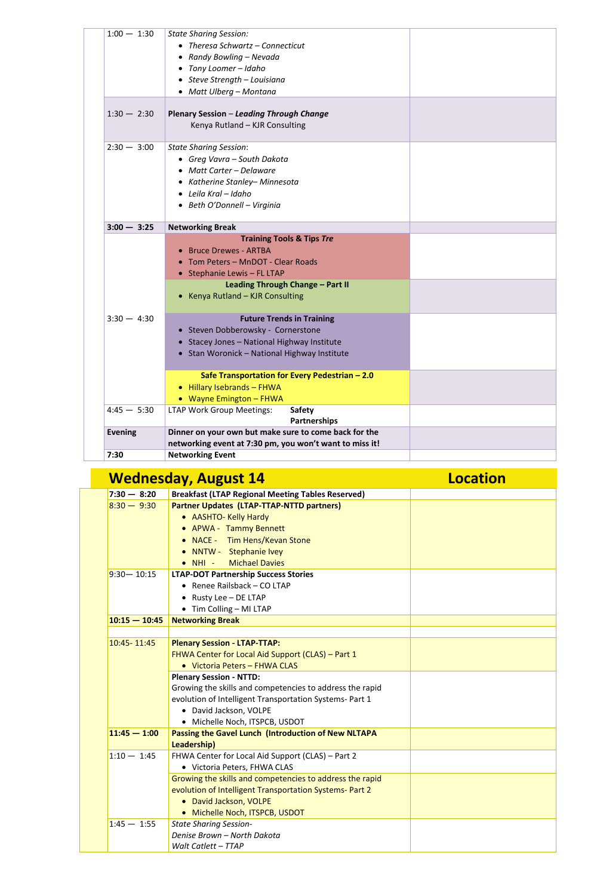| | | |
|---|---|---|
| 1:00 — 1:30 | *State Sharing Session:*<br>• *Theresa Schwartz – Connecticut*<br>• *Randy Bowling – Nevada*<br>• *Tony Loomer – Idaho*<br>• *Steve Strength – Louisiana*<br>• *Matt Ulberg – Montana* | |
| 1:30 — 2:30 | **Plenary Session** – ***Leading Through Change***<br>Kenya Rutland – KJR Consulting | |
| 2:30 — 3:00 | *State Sharing Session*:<br>• *Greg Vavra – South Dakota*<br>• *Matt Carter – Delaware*<br>• *Katherine Stanley– Minnesota*<br>• *Leila Kral – Idaho*<br>• *Beth O'Donnell – Virginia* | |
| **3:00 — 3:25** | **Networking Break** | |
| 3:30 — 4:30 | **Training Tools & Tips *Tre***<br>• Bruce Drewes - ARTBA<br>• Tom Peters – MnDOT - Clear Roads<br>• Stephanie Lewis – FL LTAP | |
| | **Leading Through Change – Part II**<br>• Kenya Rutland – KJR Consulting | |
| | **Future Trends in Training**<br>• Steven Dobberowsky - Cornerstone<br>• Stacey Jones – National Highway Institute<br>• Stan Woronick – National Highway Institute | |
| | **Safe Transportation for Every Pedestrian – 2.0**<br>• Hillary Isebrands – FHWA<br>• Wayne Emington – FHWA | |
| 4:45 — 5:30 | LTAP Work Group Meetings: **Safety** **Partnerships** | |
| **Evening** | **Dinner on your own but make sure to come back for the networking event at 7:30 pm, you won't want to miss it!** | |
| **7:30** | **Networking Event** | |

## Wednesday, August 14

| | | Location |
|---|---|---|
| **7:30 — 8:20** | **Breakfast (LTAP Regional Meeting Tables Reserved)** | |
| 8:30 — 9:30 | **Partner Updates (LTAP-TTAP-NTTD partners)**<br>• AASHTO- Kelly Hardy<br>• APWA - Tammy Bennett<br>• NACE - Tim Hens/Kevan Stone<br>• NNTW - Stephanie Ivey<br>• NHI - Michael Davies | |
| 9:30— 10:15 | **LTAP-DOT Partnership Success Stories**<br>• Renee Railsback – CO LTAP<br>• Rusty Lee – DE LTAP<br>• Tim Colling – MI LTAP | |
| **10:15 — 10:45** | **Networking Break** | |
| | | |
| 10:45- 11:45 | **Plenary Session - LTAP-TTAP:**<br>FHWA Center for Local Aid Support (CLAS) – Part 1<br>• Victoria Peters – FHWA CLAS | |
| | **Plenary Session - NTTD:**<br>Growing the skills and competencies to address the rapid evolution of Intelligent Transportation Systems- Part 1<br>• David Jackson, VOLPE<br>• Michelle Noch, ITSPCB, USDOT | |
| **11:45 — 1:00** | **Passing the Gavel Lunch (Introduction of New NLTAPA Leadership)** | |
| 1:10 — 1:45 | FHWA Center for Local Aid Support (CLAS) – Part 2<br>• Victoria Peters, FHWA CLAS | |
| | Growing the skills and competencies to address the rapid evolution of Intelligent Transportation Systems- Part 2<br>• David Jackson, VOLPE<br>• Michelle Noch, ITSPCB, USDOT | |
| 1:45 — 1:55 | *State Sharing Session-*<br>*Denise Brown – North Dakota*<br>*Walt Catlett – TTAP* | |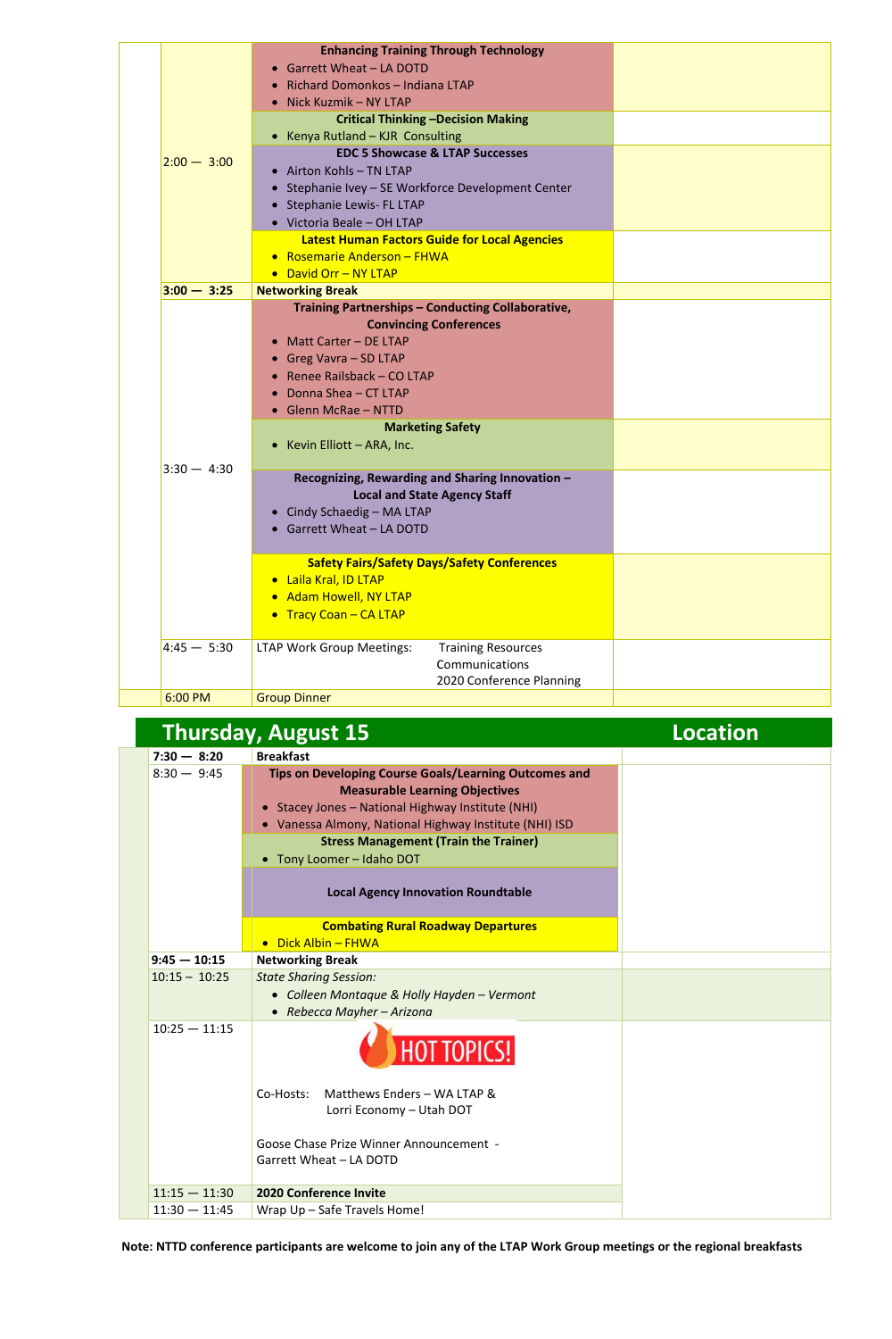| | | | |
|---|---|---|---|
| | 2:00 — 3:00 | **Enhancing Training Through Technology**<br>• Garrett Wheat – LA DOTD<br>• Richard Domonkos – Indiana LTAP<br>• Nick Kuzmik – NY LTAP | |
| | | **Critical Thinking –Decision Making**<br>• Kenya Rutland – KJR Consulting | |
| | | **EDC 5 Showcase & LTAP Successes**<br>• Airton Kohls – TN LTAP<br>• Stephanie Ivey – SE Workforce Development Center<br>• Stephanie Lewis- FL LTAP<br>• Victoria Beale – OH LTAP | |
| | | **Latest Human Factors Guide for Local Agencies**<br>• Rosemarie Anderson – FHWA<br>• David Orr – NY LTAP | |
| | **3:00 — 3:25** | **Networking Break** | |
| | 3:30 — 4:30 | **Training Partnerships – Conducting Collaborative, Convincing Conferences**<br>• Matt Carter – DE LTAP<br>• Greg Vavra – SD LTAP<br>• Renee Railsback – CO LTAP<br>• Donna Shea – CT LTAP<br>• Glenn McRae – NTTD | |
| | | **Marketing Safety**<br>• Kevin Elliott – ARA, Inc. | |
| | | **Recognizing, Rewarding and Sharing Innovation – Local and State Agency Staff**<br>• Cindy Schaedig – MA LTAP<br>• Garrett Wheat – LA DOTD | |
| | | **Safety Fairs/Safety Days/Safety Conferences**<br>• Laila Kral, ID LTAP<br>• Adam Howell, NY LTAP<br>• Tracy Coan – CA LTAP | |
| | 4:45 — 5:30 | LTAP Work Group Meetings: Training Resources<br>Communications<br>2020 Conference Planning | |
| | 6:00 PM | Group Dinner | |

## Thursday, August 15 — Location

| | | | |
|---|---|---|---|
| | **7:30 — 8:20** | **Breakfast** | |
| | 8:30 — 9:45 | **Tips on Developing Course Goals/Learning Outcomes and Measurable Learning Objectives**<br>• Stacey Jones – National Highway Institute (NHI)<br>• Vanessa Almony, National Highway Institute (NHI) ISD | |
| | | **Stress Management (Train the Trainer)**<br>• Tony Loomer – Idaho DOT | |
| | | **Local Agency Innovation Roundtable** | |
| | | **Combating Rural Roadway Departures**<br>• Dick Albin – FHWA | |
| | **9:45 — 10:15** | **Networking Break** | |
| | 10:15 – 10:25 | *State Sharing Session:*<br>• *Colleen Montaque & Holly Hayden – Vermont*<br>• *Rebecca Mayher – Arizona* | |
| | 10:25 — 11:15 | HOT TOPICS!<br>Co-Hosts: Matthews Enders – WA LTAP & Lorri Economy – Utah DOT<br>Goose Chase Prize Winner Announcement - Garrett Wheat – LA DOTD | |
| | 11:15 — 11:30 | **2020 Conference Invite** | |
| | 11:30 — 11:45 | Wrap Up – Safe Travels Home! | |

**Note: NTTD conference participants are welcome to join any of the LTAP Work Group meetings or the regional breakfasts**